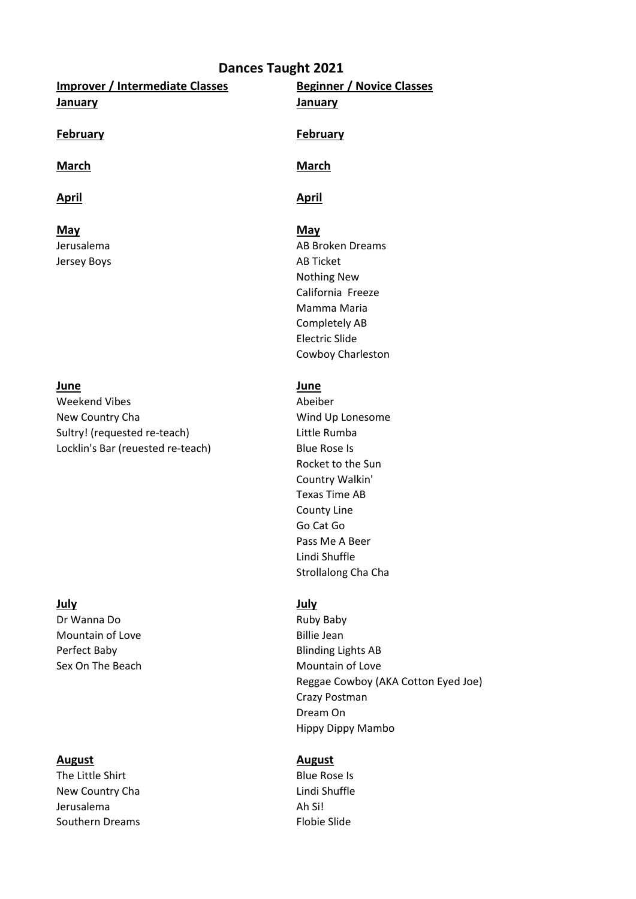# Dances Taught 2021

## Improver / Intermediate Classes

**January**

**February**

**March**

**April**

**May**

Jerusalema
Jersey Boys

**June**

Weekend Vibes
New Country Cha
Sultry! (requested re-teach)
Locklin's Bar (reuested re-teach)

**July**

Dr Wanna Do
Mountain of Love
Perfect Baby
Sex On The Beach

**August**

The Little Shirt
New Country Cha
Jerusalema
Southern Dreams

## Beginner / Novice Classes

**January**

**February**

**March**

**April**

**May**

AB Broken Dreams
AB Ticket
Nothing New
California Freeze
Mamma Maria
Completely AB
Electric Slide
Cowboy Charleston

**June**

Abeiber
Wind Up Lonesome
Little Rumba
Blue Rose Is
Rocket to the Sun
Country Walkin'
Texas Time AB
County Line
Go Cat Go
Pass Me A Beer
Lindi Shuffle
Strollalong Cha Cha

**July**

Ruby Baby
Billie Jean
Blinding Lights AB
Mountain of Love
Reggae Cowboy (AKA Cotton Eyed Joe)
Crazy Postman
Dream On
Hippy Dippy Mambo

**August**

Blue Rose Is
Lindi Shuffle
Ah Si!
Flobie Slide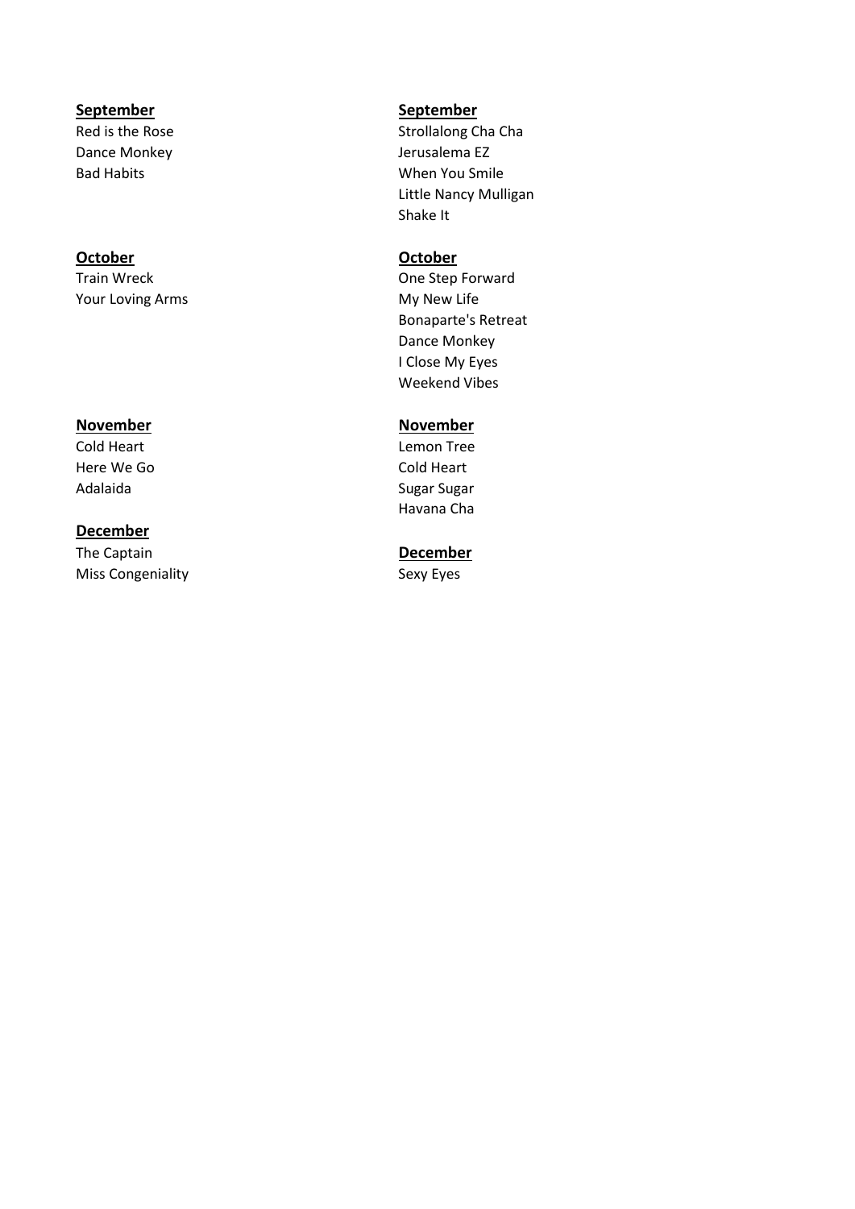**September**

Red is the Rose
Dance Monkey
Bad Habits

**October**

Train Wreck
Your Loving Arms

**November**

Cold Heart
Here We Go
Adalaida

**December**

The Captain
Miss Congeniality

**September**

Strollalong Cha Cha
Jerusalema EZ
When You Smile
Little Nancy Mulligan
Shake It

**October**

One Step Forward
My New Life
Bonaparte's Retreat
Dance Monkey
I Close My Eyes
Weekend Vibes

**November**

Lemon Tree
Cold Heart
Sugar Sugar
Havana Cha

**December**

Sexy Eyes